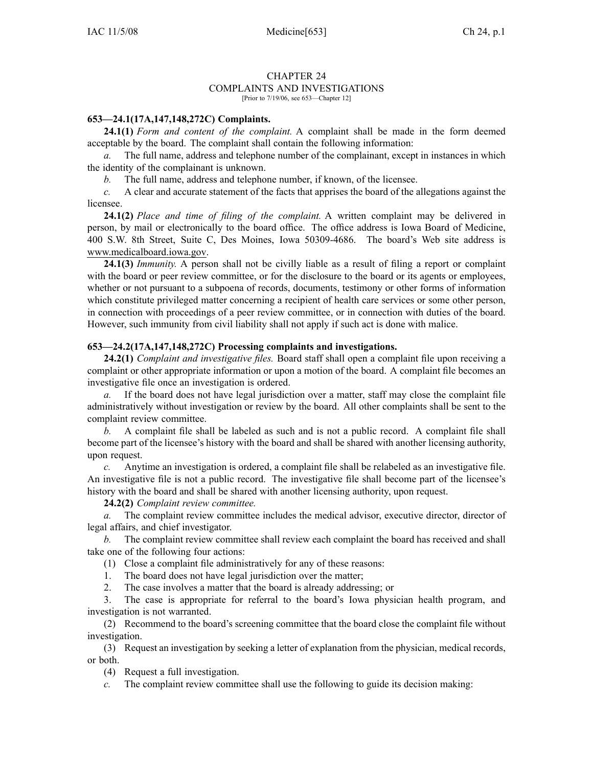# CHAPTER 24
## COMPLAINTS AND INVESTIGATIONS

[Prior to 7/19/06, see 653—Chapter 12]

### 653—24.1(17A,147,148,272C) Complaints.

**24.1(1)** *Form and content of the complaint.* A complaint shall be made in the form deemed acceptable by the board. The complaint shall contain the following information:

*a.* The full name, address and telephone number of the complainant, except in instances in which the identity of the complainant is unknown.

*b.* The full name, address and telephone number, if known, of the licensee.

*c.* A clear and accurate statement of the facts that apprises the board of the allegations against the licensee.

**24.1(2)** *Place and time of filing of the complaint.* A written complaint may be delivered in person, by mail or electronically to the board office. The office address is Iowa Board of Medicine, 400 S.W. 8th Street, Suite C, Des Moines, Iowa 50309-4686. The board's Web site address is www.medicalboard.iowa.gov.

**24.1(3)** *Immunity.* A person shall not be civilly liable as a result of filing a report or complaint with the board or peer review committee, or for the disclosure to the board or its agents or employees, whether or not pursuant to a subpoena of records, documents, testimony or other forms of information which constitute privileged matter concerning a recipient of health care services or some other person, in connection with proceedings of a peer review committee, or in connection with duties of the board. However, such immunity from civil liability shall not apply if such act is done with malice.

### 653—24.2(17A,147,148,272C) Processing complaints and investigations.

**24.2(1)** *Complaint and investigative files.* Board staff shall open a complaint file upon receiving a complaint or other appropriate information or upon a motion of the board. A complaint file becomes an investigative file once an investigation is ordered.

*a.* If the board does not have legal jurisdiction over a matter, staff may close the complaint file administratively without investigation or review by the board. All other complaints shall be sent to the complaint review committee.

*b.* A complaint file shall be labeled as such and is not a public record. A complaint file shall become part of the licensee's history with the board and shall be shared with another licensing authority, upon request.

*c.* Anytime an investigation is ordered, a complaint file shall be relabeled as an investigative file. An investigative file is not a public record. The investigative file shall become part of the licensee's history with the board and shall be shared with another licensing authority, upon request.

**24.2(2)** *Complaint review committee.*

*a.* The complaint review committee includes the medical advisor, executive director, director of legal affairs, and chief investigator.

*b.* The complaint review committee shall review each complaint the board has received and shall take one of the following four actions:

(1) Close a complaint file administratively for any of these reasons:

1. The board does not have legal jurisdiction over the matter;
2. The case involves a matter that the board is already addressing; or
3. The case is appropriate for referral to the board's Iowa physician health program, and investigation is not warranted.

(2) Recommend to the board's screening committee that the board close the complaint file without investigation.

(3) Request an investigation by seeking a letter of explanation from the physician, medical records, or both.

(4) Request a full investigation.

*c.* The complaint review committee shall use the following to guide its decision making: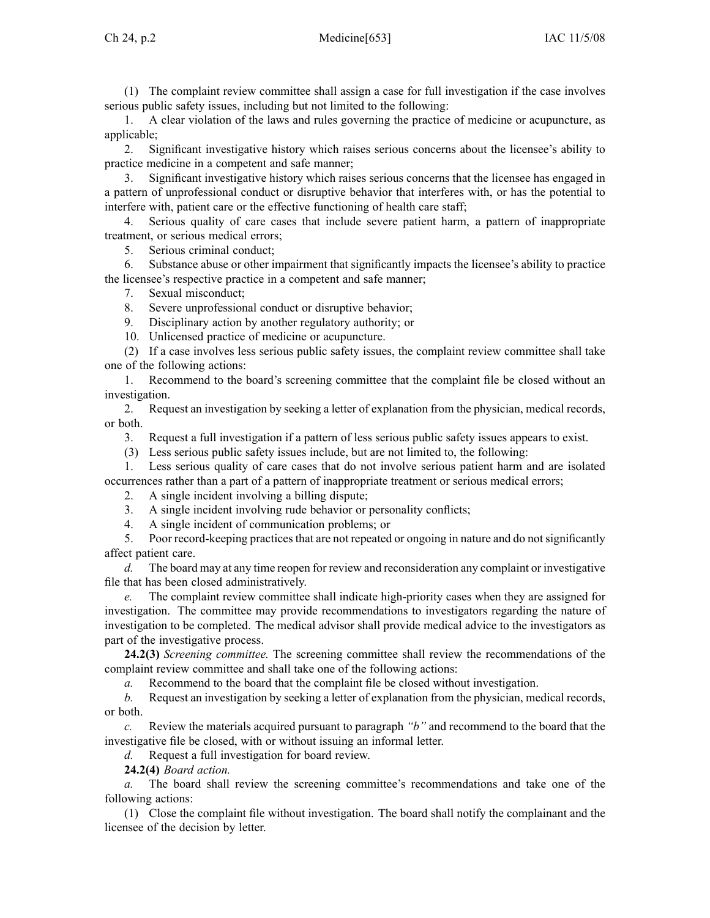(1) The complaint review committee shall assign a case for full investigation if the case involves serious public safety issues, including but not limited to the following:

1. A clear violation of the laws and rules governing the practice of medicine or acupuncture, as applicable;
2. Significant investigative history which raises serious concerns about the licensee's ability to practice medicine in a competent and safe manner;
3. Significant investigative history which raises serious concerns that the licensee has engaged in a pattern of unprofessional conduct or disruptive behavior that interferes with, or has the potential to interfere with, patient care or the effective functioning of health care staff;
4. Serious quality of care cases that include severe patient harm, a pattern of inappropriate treatment, or serious medical errors;
5. Serious criminal conduct;
6. Substance abuse or other impairment that significantly impacts the licensee's ability to practice the licensee's respective practice in a competent and safe manner;
7. Sexual misconduct;
8. Severe unprofessional conduct or disruptive behavior;
9. Disciplinary action by another regulatory authority; or
10. Unlicensed practice of medicine or acupuncture.

(2) If a case involves less serious public safety issues, the complaint review committee shall take one of the following actions:

1. Recommend to the board's screening committee that the complaint file be closed without an investigation.
2. Request an investigation by seeking a letter of explanation from the physician, medical records, or both.
3. Request a full investigation if a pattern of less serious public safety issues appears to exist.

(3) Less serious public safety issues include, but are not limited to, the following:

1. Less serious quality of care cases that do not involve serious patient harm and are isolated occurrences rather than a part of a pattern of inappropriate treatment or serious medical errors;
2. A single incident involving a billing dispute;
3. A single incident involving rude behavior or personality conflicts;
4. A single incident of communication problems; or
5. Poor record-keeping practices that are not repeated or ongoing in nature and do not significantly affect patient care.

*d.* The board may at any time reopen for review and reconsideration any complaint or investigative file that has been closed administratively.

*e.* The complaint review committee shall indicate high-priority cases when they are assigned for investigation. The committee may provide recommendations to investigators regarding the nature of investigation to be completed. The medical advisor shall provide medical advice to the investigators as part of the investigative process.

**24.2(3)** *Screening committee.* The screening committee shall review the recommendations of the complaint review committee and shall take one of the following actions:

*a.* Recommend to the board that the complaint file be closed without investigation.

*b.* Request an investigation by seeking a letter of explanation from the physician, medical records, or both.

*c.* Review the materials acquired pursuant to paragraph *"b"* and recommend to the board that the investigative file be closed, with or without issuing an informal letter.

*d.* Request a full investigation for board review.

**24.2(4)** *Board action.*

*a.* The board shall review the screening committee's recommendations and take one of the following actions:

(1) Close the complaint file without investigation. The board shall notify the complainant and the licensee of the decision by letter.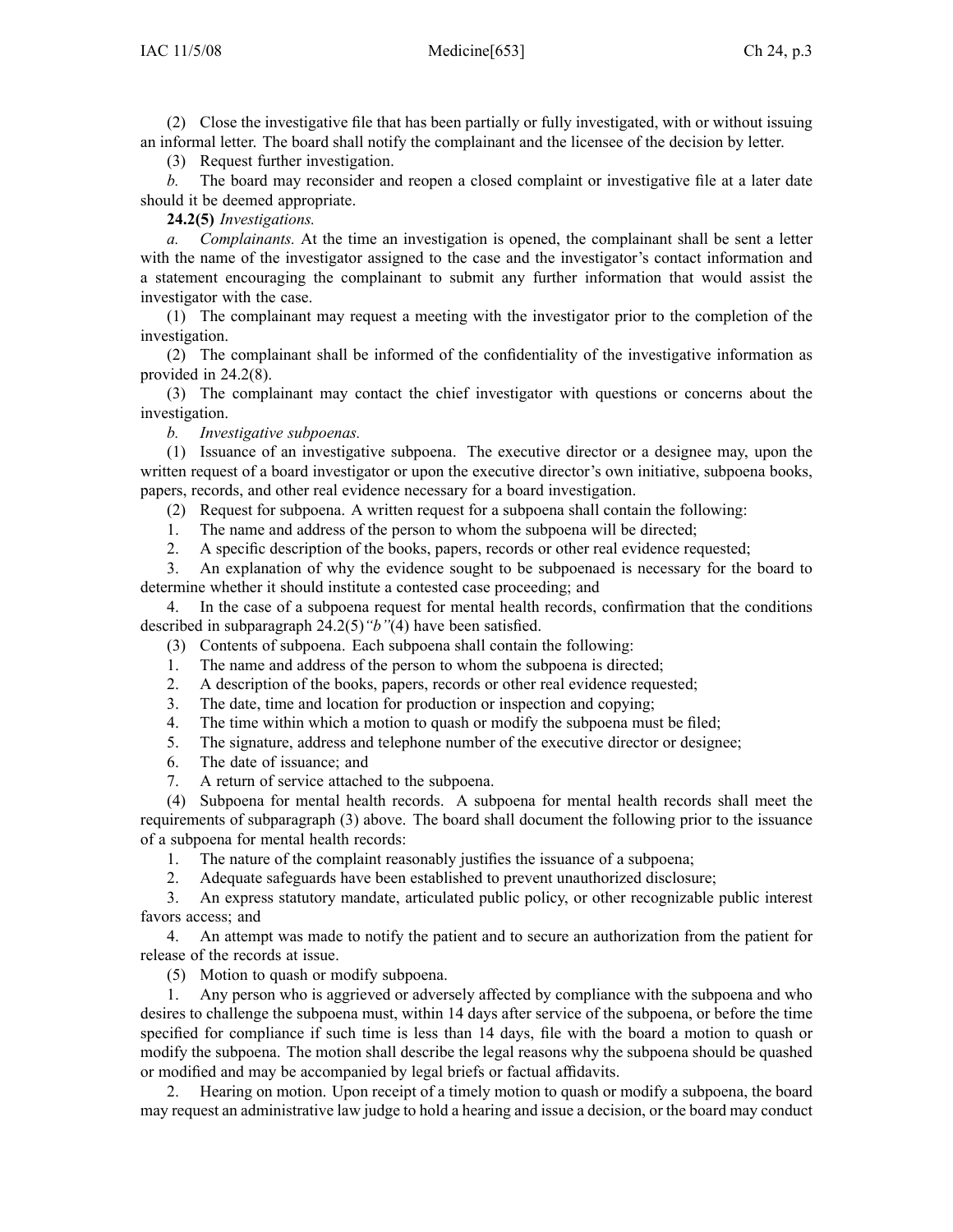(2) Close the investigative file that has been partially or fully investigated, with or without issuing an informal letter. The board shall notify the complainant and the licensee of the decision by letter.

(3) Request further investigation.

*b.* The board may reconsider and reopen a closed complaint or investigative file at a later date should it be deemed appropriate.

**24.2(5)** *Investigations.*

*a.* *Complainants.* At the time an investigation is opened, the complainant shall be sent a letter with the name of the investigator assigned to the case and the investigator's contact information and a statement encouraging the complainant to submit any further information that would assist the investigator with the case.

(1) The complainant may request a meeting with the investigator prior to the completion of the investigation.

(2) The complainant shall be informed of the confidentiality of the investigative information as provided in 24.2(8).

(3) The complainant may contact the chief investigator with questions or concerns about the investigation.

*b.* *Investigative subpoenas.*

(1) Issuance of an investigative subpoena. The executive director or a designee may, upon the written request of a board investigator or upon the executive director's own initiative, subpoena books, papers, records, and other real evidence necessary for a board investigation.

(2) Request for subpoena. A written request for a subpoena shall contain the following:

1. The name and address of the person to whom the subpoena will be directed;
2. A specific description of the books, papers, records or other real evidence requested;
3. An explanation of why the evidence sought to be subpoenaed is necessary for the board to determine whether it should institute a contested case proceeding; and
4. In the case of a subpoena request for mental health records, confirmation that the conditions described in subparagraph 24.2(5)*"b"*(4) have been satisfied.

(3) Contents of subpoena. Each subpoena shall contain the following:

1. The name and address of the person to whom the subpoena is directed;
2. A description of the books, papers, records or other real evidence requested;
3. The date, time and location for production or inspection and copying;
4. The time within which a motion to quash or modify the subpoena must be filed;
5. The signature, address and telephone number of the executive director or designee;
6. The date of issuance; and
7. A return of service attached to the subpoena.

(4) Subpoena for mental health records. A subpoena for mental health records shall meet the requirements of subparagraph (3) above. The board shall document the following prior to the issuance of a subpoena for mental health records:

1. The nature of the complaint reasonably justifies the issuance of a subpoena;
2. Adequate safeguards have been established to prevent unauthorized disclosure;
3. An express statutory mandate, articulated public policy, or other recognizable public interest favors access; and
4. An attempt was made to notify the patient and to secure an authorization from the patient for release of the records at issue.

(5) Motion to quash or modify subpoena.

1. Any person who is aggrieved or adversely affected by compliance with the subpoena and who desires to challenge the subpoena must, within 14 days after service of the subpoena, or before the time specified for compliance if such time is less than 14 days, file with the board a motion to quash or modify the subpoena. The motion shall describe the legal reasons why the subpoena should be quashed or modified and may be accompanied by legal briefs or factual affidavits.
2. Hearing on motion. Upon receipt of a timely motion to quash or modify a subpoena, the board may request an administrative law judge to hold a hearing and issue a decision, or the board may conduct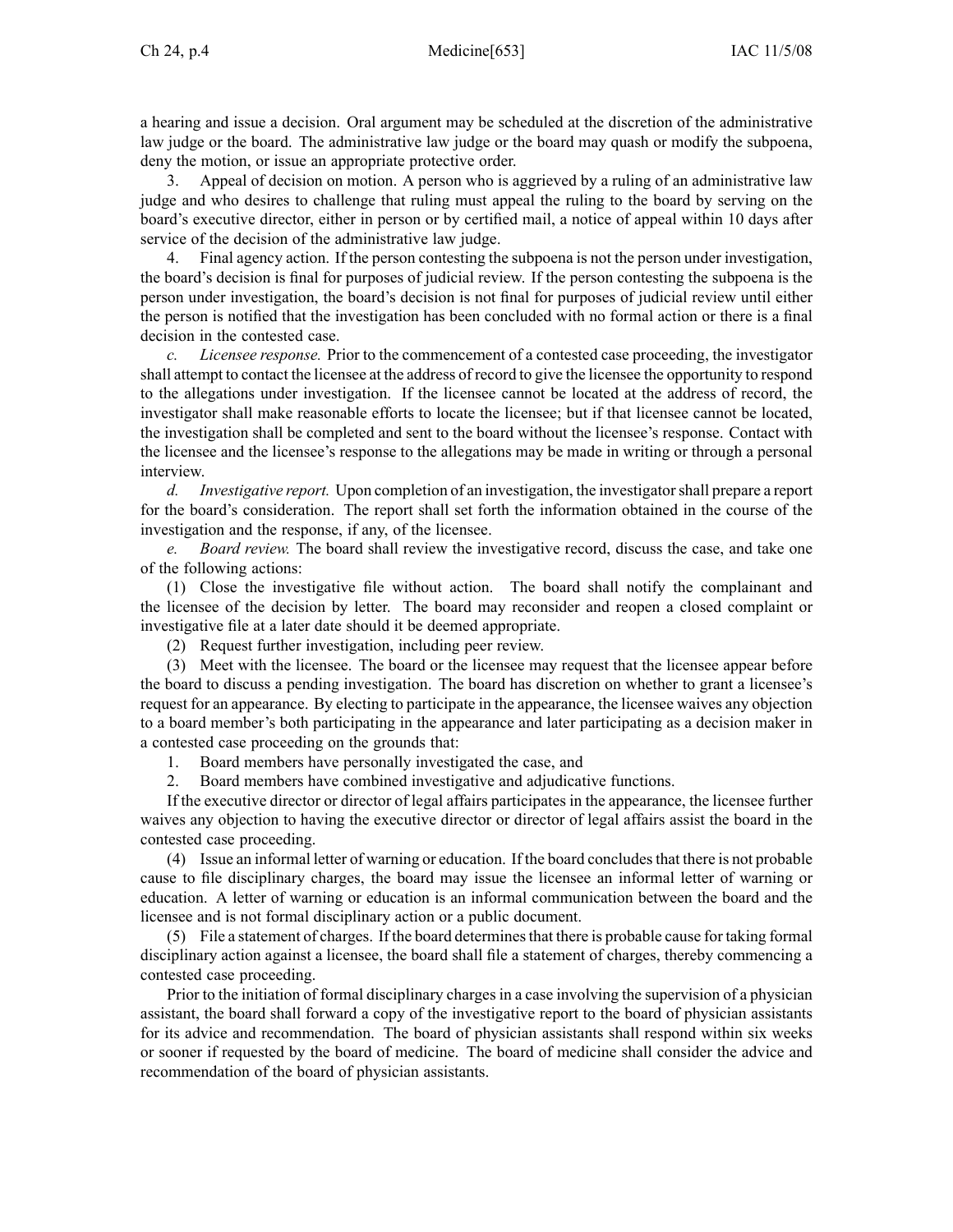a hearing and issue a decision. Oral argument may be scheduled at the discretion of the administrative law judge or the board. The administrative law judge or the board may quash or modify the subpoena, deny the motion, or issue an appropriate protective order.

3. Appeal of decision on motion. A person who is aggrieved by a ruling of an administrative law judge and who desires to challenge that ruling must appeal the ruling to the board by serving on the board's executive director, either in person or by certified mail, a notice of appeal within 10 days after service of the decision of the administrative law judge.

4. Final agency action. If the person contesting the subpoena is not the person under investigation, the board's decision is final for purposes of judicial review. If the person contesting the subpoena is the person under investigation, the board's decision is not final for purposes of judicial review until either the person is notified that the investigation has been concluded with no formal action or there is a final decision in the contested case.

*c. Licensee response.* Prior to the commencement of a contested case proceeding, the investigator shall attempt to contact the licensee at the address of record to give the licensee the opportunity to respond to the allegations under investigation. If the licensee cannot be located at the address of record, the investigator shall make reasonable efforts to locate the licensee; but if that licensee cannot be located, the investigation shall be completed and sent to the board without the licensee's response. Contact with the licensee and the licensee's response to the allegations may be made in writing or through a personal interview.

*d. Investigative report.* Upon completion of an investigation, the investigator shall prepare a report for the board's consideration. The report shall set forth the information obtained in the course of the investigation and the response, if any, of the licensee.

*e. Board review.* The board shall review the investigative record, discuss the case, and take one of the following actions:

(1) Close the investigative file without action. The board shall notify the complainant and the licensee of the decision by letter. The board may reconsider and reopen a closed complaint or investigative file at a later date should it be deemed appropriate.

(2) Request further investigation, including peer review.

(3) Meet with the licensee. The board or the licensee may request that the licensee appear before the board to discuss a pending investigation. The board has discretion on whether to grant a licensee's request for an appearance. By electing to participate in the appearance, the licensee waives any objection to a board member's both participating in the appearance and later participating as a decision maker in a contested case proceeding on the grounds that:

1. Board members have personally investigated the case, and
2. Board members have combined investigative and adjudicative functions.

If the executive director or director of legal affairs participates in the appearance, the licensee further waives any objection to having the executive director or director of legal affairs assist the board in the contested case proceeding.

(4) Issue an informal letter of warning or education. If the board concludes that there is not probable cause to file disciplinary charges, the board may issue the licensee an informal letter of warning or education. A letter of warning or education is an informal communication between the board and the licensee and is not formal disciplinary action or a public document.

(5) File a statement of charges. If the board determines that there is probable cause for taking formal disciplinary action against a licensee, the board shall file a statement of charges, thereby commencing a contested case proceeding.

Prior to the initiation of formal disciplinary charges in a case involving the supervision of a physician assistant, the board shall forward a copy of the investigative report to the board of physician assistants for its advice and recommendation. The board of physician assistants shall respond within six weeks or sooner if requested by the board of medicine. The board of medicine shall consider the advice and recommendation of the board of physician assistants.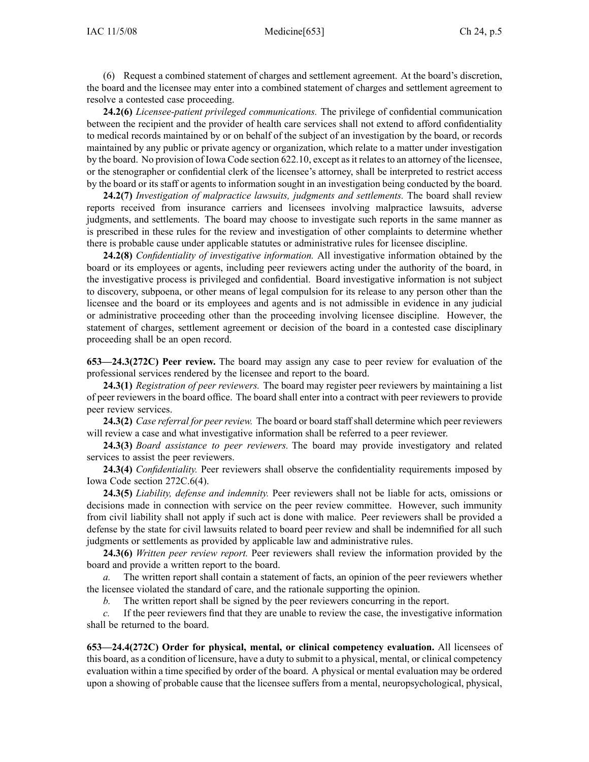(6) Request a combined statement of charges and settlement agreement. At the board's discretion, the board and the licensee may enter into a combined statement of charges and settlement agreement to resolve a contested case proceeding.

**24.2(6)** *Licensee-patient privileged communications.* The privilege of confidential communication between the recipient and the provider of health care services shall not extend to afford confidentiality to medical records maintained by or on behalf of the subject of an investigation by the board, or records maintained by any public or private agency or organization, which relate to a matter under investigation by the board. No provision of Iowa Code section 622.10, except as it relates to an attorney of the licensee, or the stenographer or confidential clerk of the licensee's attorney, shall be interpreted to restrict access by the board or its staff or agents to information sought in an investigation being conducted by the board.

**24.2(7)** *Investigation of malpractice lawsuits, judgments and settlements.* The board shall review reports received from insurance carriers and licensees involving malpractice lawsuits, adverse judgments, and settlements. The board may choose to investigate such reports in the same manner as is prescribed in these rules for the review and investigation of other complaints to determine whether there is probable cause under applicable statutes or administrative rules for licensee discipline.

**24.2(8)** *Confidentiality of investigative information.* All investigative information obtained by the board or its employees or agents, including peer reviewers acting under the authority of the board, in the investigative process is privileged and confidential. Board investigative information is not subject to discovery, subpoena, or other means of legal compulsion for its release to any person other than the licensee and the board or its employees and agents and is not admissible in evidence in any judicial or administrative proceeding other than the proceeding involving licensee discipline. However, the statement of charges, settlement agreement or decision of the board in a contested case disciplinary proceeding shall be an open record.

**653—24.3(272C) Peer review.** The board may assign any case to peer review for evaluation of the professional services rendered by the licensee and report to the board.

**24.3(1)** *Registration of peer reviewers.* The board may register peer reviewers by maintaining a list of peer reviewers in the board office. The board shall enter into a contract with peer reviewers to provide peer review services.

**24.3(2)** *Case referral for peer review.* The board or board staff shall determine which peer reviewers will review a case and what investigative information shall be referred to a peer reviewer.

**24.3(3)** *Board assistance to peer reviewers.* The board may provide investigatory and related services to assist the peer reviewers.

**24.3(4)** *Confidentiality.* Peer reviewers shall observe the confidentiality requirements imposed by Iowa Code section 272C.6(4).

**24.3(5)** *Liability, defense and indemnity.* Peer reviewers shall not be liable for acts, omissions or decisions made in connection with service on the peer review committee. However, such immunity from civil liability shall not apply if such act is done with malice. Peer reviewers shall be provided a defense by the state for civil lawsuits related to board peer review and shall be indemnified for all such judgments or settlements as provided by applicable law and administrative rules.

**24.3(6)** *Written peer review report.* Peer reviewers shall review the information provided by the board and provide a written report to the board.

*a.* The written report shall contain a statement of facts, an opinion of the peer reviewers whether the licensee violated the standard of care, and the rationale supporting the opinion.

*b.* The written report shall be signed by the peer reviewers concurring in the report.

*c.* If the peer reviewers find that they are unable to review the case, the investigative information shall be returned to the board.

**653—24.4(272C) Order for physical, mental, or clinical competency evaluation.** All licensees of this board, as a condition of licensure, have a duty to submit to a physical, mental, or clinical competency evaluation within a time specified by order of the board. A physical or mental evaluation may be ordered upon a showing of probable cause that the licensee suffers from a mental, neuropsychological, physical,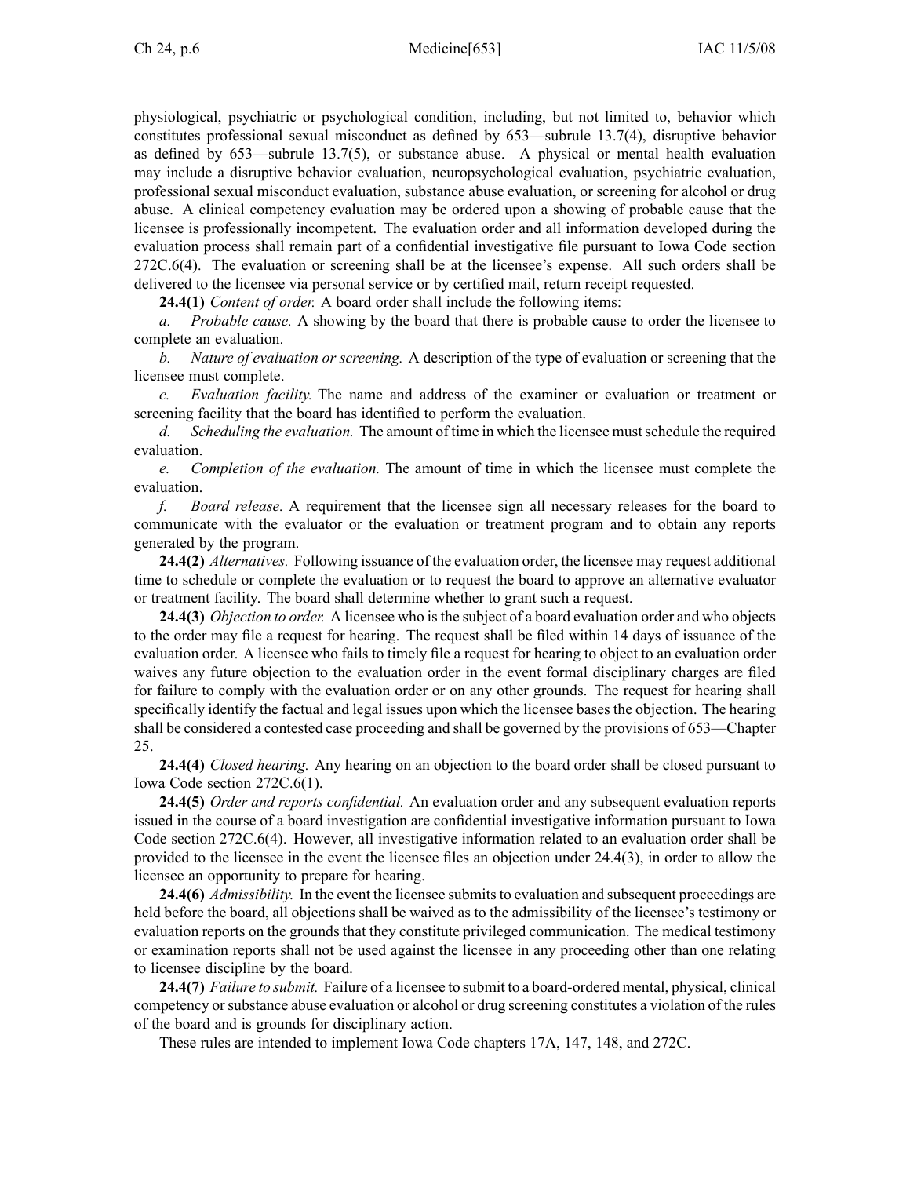physiological, psychiatric or psychological condition, including, but not limited to, behavior which constitutes professional sexual misconduct as defined by 653—subrule 13.7(4), disruptive behavior as defined by 653—subrule 13.7(5), or substance abuse. A physical or mental health evaluation may include a disruptive behavior evaluation, neuropsychological evaluation, psychiatric evaluation, professional sexual misconduct evaluation, substance abuse evaluation, or screening for alcohol or drug abuse. A clinical competency evaluation may be ordered upon a showing of probable cause that the licensee is professionally incompetent. The evaluation order and all information developed during the evaluation process shall remain part of a confidential investigative file pursuant to Iowa Code section 272C.6(4). The evaluation or screening shall be at the licensee's expense. All such orders shall be delivered to the licensee via personal service or by certified mail, return receipt requested.

**24.4(1)** *Content of order.* A board order shall include the following items:

*a. Probable cause.* A showing by the board that there is probable cause to order the licensee to complete an evaluation.

*b. Nature of evaluation or screening.* A description of the type of evaluation or screening that the licensee must complete.

*c. Evaluation facility.* The name and address of the examiner or evaluation or treatment or screening facility that the board has identified to perform the evaluation.

*d. Scheduling the evaluation.* The amount of time in which the licensee must schedule the required evaluation.

*e. Completion of the evaluation.* The amount of time in which the licensee must complete the evaluation.

*f. Board release.* A requirement that the licensee sign all necessary releases for the board to communicate with the evaluator or the evaluation or treatment program and to obtain any reports generated by the program.

**24.4(2)** *Alternatives.* Following issuance of the evaluation order, the licensee may request additional time to schedule or complete the evaluation or to request the board to approve an alternative evaluator or treatment facility. The board shall determine whether to grant such a request.

**24.4(3)** *Objection to order.* A licensee who is the subject of a board evaluation order and who objects to the order may file a request for hearing. The request shall be filed within 14 days of issuance of the evaluation order. A licensee who fails to timely file a request for hearing to object to an evaluation order waives any future objection to the evaluation order in the event formal disciplinary charges are filed for failure to comply with the evaluation order or on any other grounds. The request for hearing shall specifically identify the factual and legal issues upon which the licensee bases the objection. The hearing shall be considered a contested case proceeding and shall be governed by the provisions of 653—Chapter 25.

**24.4(4)** *Closed hearing.* Any hearing on an objection to the board order shall be closed pursuant to Iowa Code section 272C.6(1).

**24.4(5)** *Order and reports confidential.* An evaluation order and any subsequent evaluation reports issued in the course of a board investigation are confidential investigative information pursuant to Iowa Code section 272C.6(4). However, all investigative information related to an evaluation order shall be provided to the licensee in the event the licensee files an objection under 24.4(3), in order to allow the licensee an opportunity to prepare for hearing.

**24.4(6)** *Admissibility.* In the event the licensee submits to evaluation and subsequent proceedings are held before the board, all objections shall be waived as to the admissibility of the licensee's testimony or evaluation reports on the grounds that they constitute privileged communication. The medical testimony or examination reports shall not be used against the licensee in any proceeding other than one relating to licensee discipline by the board.

**24.4(7)** *Failure to submit.* Failure of a licensee to submit to a board-ordered mental, physical, clinical competency or substance abuse evaluation or alcohol or drug screening constitutes a violation of the rules of the board and is grounds for disciplinary action.

These rules are intended to implement Iowa Code chapters 17A, 147, 148, and 272C.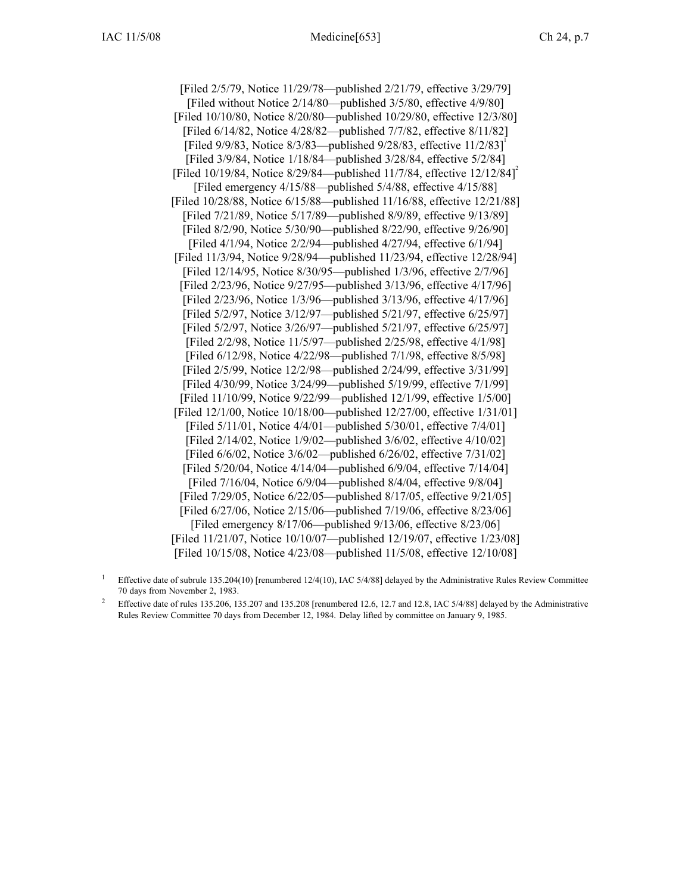[Filed 2/5/79, Notice 11/29/78—published 2/21/79, effective 3/29/79]
[Filed without Notice 2/14/80—published 3/5/80, effective 4/9/80]
[Filed 10/10/80, Notice 8/20/80—published 10/29/80, effective 12/3/80]
[Filed 6/14/82, Notice 4/28/82—published 7/7/82, effective 8/11/82]
[Filed 9/9/83, Notice 8/3/83—published 9/28/83, effective 11/2/83][1]
[Filed 3/9/84, Notice 1/18/84—published 3/28/84, effective 5/2/84]
[Filed 10/19/84, Notice 8/29/84—published 11/7/84, effective 12/12/84][2]
[Filed emergency 4/15/88—published 5/4/88, effective 4/15/88]
[Filed 10/28/88, Notice 6/15/88—published 11/16/88, effective 12/21/88]
[Filed 7/21/89, Notice 5/17/89—published 8/9/89, effective 9/13/89]
[Filed 8/2/90, Notice 5/30/90—published 8/22/90, effective 9/26/90]
[Filed 4/1/94, Notice 2/2/94—published 4/27/94, effective 6/1/94]
[Filed 11/3/94, Notice 9/28/94—published 11/23/94, effective 12/28/94]
[Filed 12/14/95, Notice 8/30/95—published 1/3/96, effective 2/7/96]
[Filed 2/23/96, Notice 9/27/95—published 3/13/96, effective 4/17/96]
[Filed 2/23/96, Notice 1/3/96—published 3/13/96, effective 4/17/96]
[Filed 5/2/97, Notice 3/12/97—published 5/21/97, effective 6/25/97]
[Filed 5/2/97, Notice 3/26/97—published 5/21/97, effective 6/25/97]
[Filed 2/2/98, Notice 11/5/97—published 2/25/98, effective 4/1/98]
[Filed 6/12/98, Notice 4/22/98—published 7/1/98, effective 8/5/98]
[Filed 2/5/99, Notice 12/2/98—published 2/24/99, effective 3/31/99]
[Filed 4/30/99, Notice 3/24/99—published 5/19/99, effective 7/1/99]
[Filed 11/10/99, Notice 9/22/99—published 12/1/99, effective 1/5/00]
[Filed 12/1/00, Notice 10/18/00—published 12/27/00, effective 1/31/01]
[Filed 5/11/01, Notice 4/4/01—published 5/30/01, effective 7/4/01]
[Filed 2/14/02, Notice 1/9/02—published 3/6/02, effective 4/10/02]
[Filed 6/6/02, Notice 3/6/02—published 6/26/02, effective 7/31/02]
[Filed 5/20/04, Notice 4/14/04—published 6/9/04, effective 7/14/04]
[Filed 7/16/04, Notice 6/9/04—published 8/4/04, effective 9/8/04]
[Filed 7/29/05, Notice 6/22/05—published 8/17/05, effective 9/21/05]
[Filed 6/27/06, Notice 2/15/06—published 7/19/06, effective 8/23/06]
[Filed emergency 8/17/06—published 9/13/06, effective 8/23/06]
[Filed 11/21/07, Notice 10/10/07—published 12/19/07, effective 1/23/08]
[Filed 10/15/08, Notice 4/23/08—published 11/5/08, effective 12/10/08]

[1] Effective date of subrule 135.204(10) [renumbered 12/4(10), IAC 5/4/88] delayed by the Administrative Rules Review Committee 70 days from November 2, 1983.

[2] Effective date of rules 135.206, 135.207 and 135.208 [renumbered 12.6, 12.7 and 12.8, IAC 5/4/88] delayed by the Administrative Rules Review Committee 70 days from December 12, 1984. Delay lifted by committee on January 9, 1985.